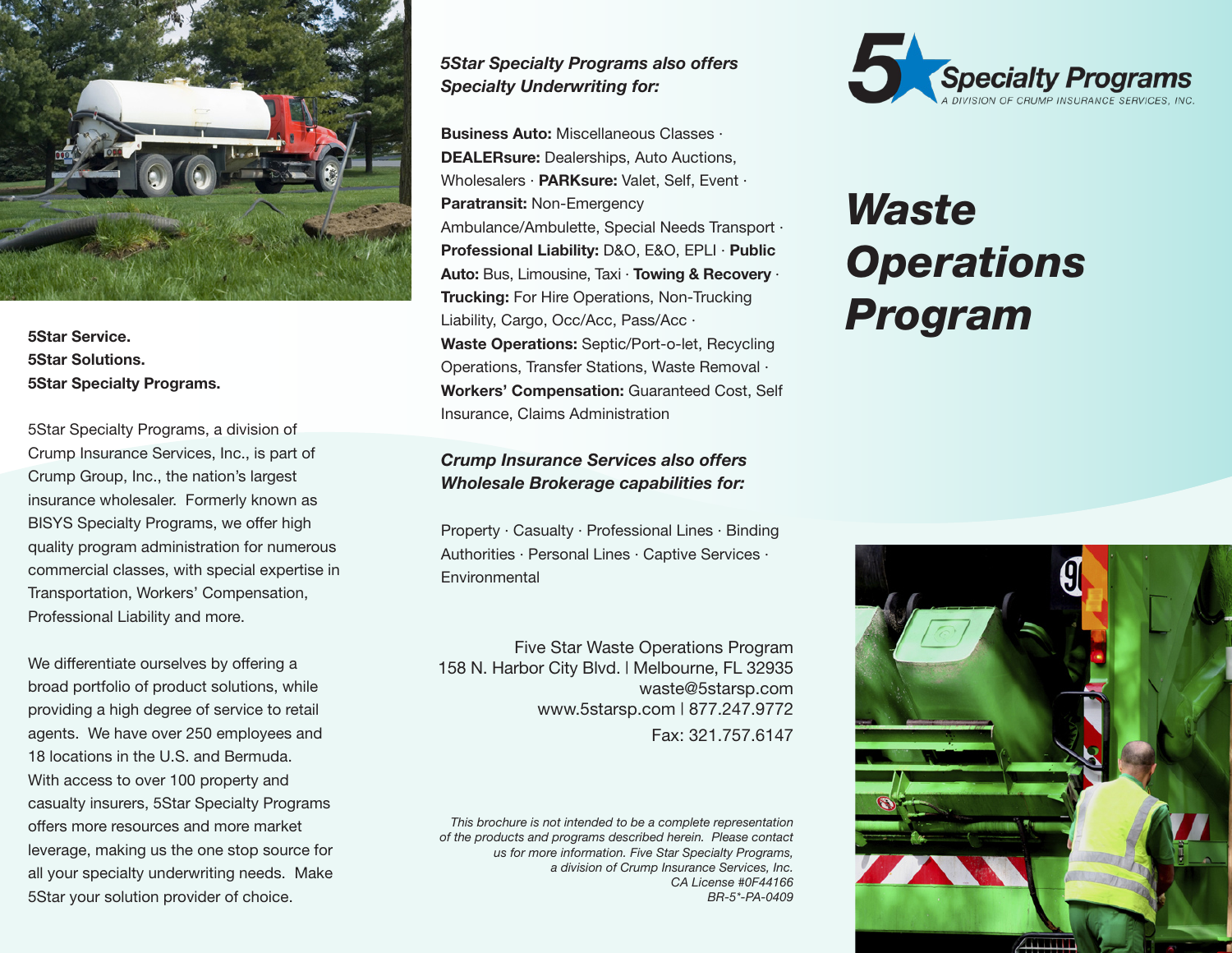5Star Service.
5Star Solutions.
5Star Specialty Programs.

5Star Specialty Programs, a division of Crump Insurance Services, Inc., is part of Crump Group, Inc., the nation's largest insurance wholesaler. Formerly known as BISYS Specialty Programs, we offer high quality program administration for numerous commercial classes, with special expertise in Transportation, Workers' Compensation, Professional Liability and more.

We differentiate ourselves by offering a broad portfolio of product solutions, while providing a high degree of service to retail agents. We have over 250 employees and 18 locations in the U.S. and Bermuda. With access to over 100 property and casualty insurers, 5Star Specialty Programs offers more resources and more market leverage, making us the one stop source for all your specialty underwriting needs. Make 5Star your solution provider of choice.

### *5Star Specialty Programs also offers Specialty Underwriting for:*

**Business Auto:** Miscellaneous Classes · **DEALERsure:** Dealerships, Auto Auctions, Wholesalers · **PARKsure:** Valet, Self, Event · **Paratransit:** Non-Emergency Ambulance/Ambulette, Special Needs Transport · **Professional Liability:** D&O, E&O, EPLI · **Public Auto:** Bus, Limousine, Taxi · **Towing & Recovery** · **Trucking:** For Hire Operations, Non-Trucking Liability, Cargo, Occ/Acc, Pass/Acc · **Waste Operations:** Septic/Port-o-let, Recycling Operations, Transfer Stations, Waste Removal · **Workers' Compensation:** Guaranteed Cost, Self Insurance, Claims Administration

### *Crump Insurance Services also offers Wholesale Brokerage capabilities for:*

Property · Casualty · Professional Lines · Binding Authorities · Personal Lines · Captive Services · Environmental

Five Star Waste Operations Program
158 N. Harbor City Blvd. | Melbourne, FL 32935
waste@5starsp.com
www.5starsp.com | 877.247.9772
Fax: 321.757.6147

*This brochure is not intended to be a complete representation of the products and programs described herein. Please contact us for more information. Five Star Specialty Programs, a division of Crump Insurance Services, Inc.*
*CA License #0F44166*
*BR-5*-PA-0409*

5 Specialty Programs
A DIVISION OF CRUMP INSURANCE SERVICES, INC.

# *Waste Operations Program*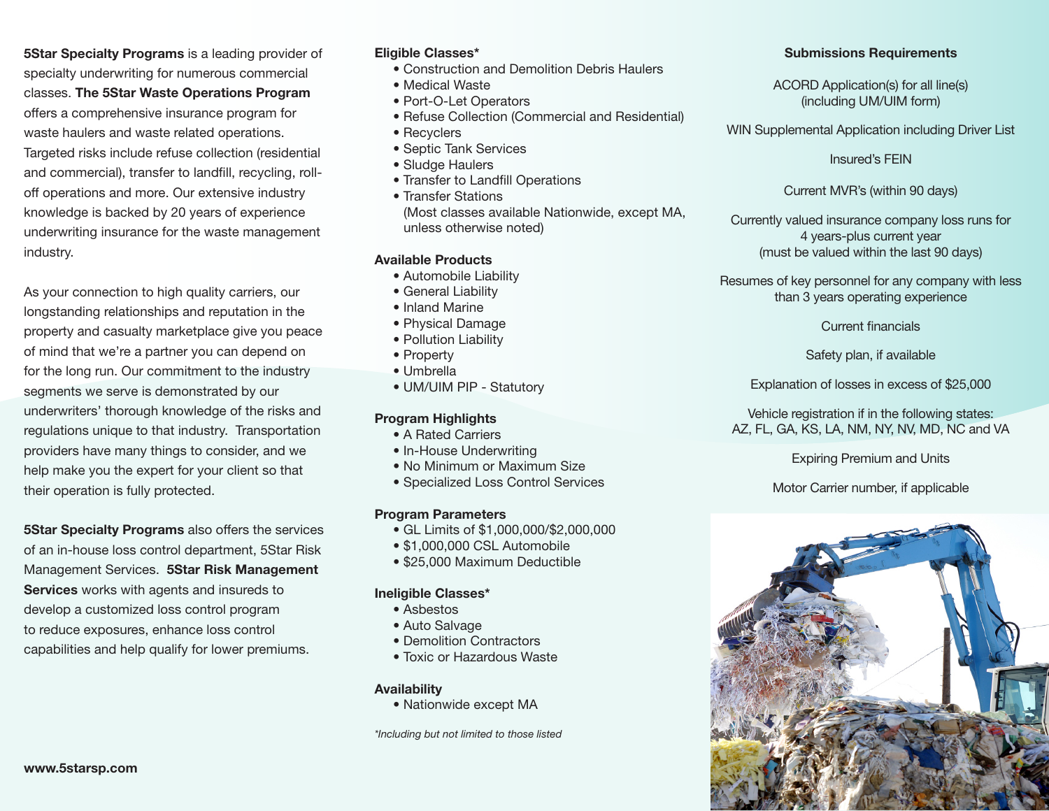**5Star Specialty Programs** is a leading provider of specialty underwriting for numerous commercial classes. **The 5Star Waste Operations Program** offers a comprehensive insurance program for waste haulers and waste related operations. Targeted risks include refuse collection (residential and commercial), transfer to landfill, recycling, roll-off operations and more. Our extensive industry knowledge is backed by 20 years of experience underwriting insurance for the waste management industry.

As your connection to high quality carriers, our longstanding relationships and reputation in the property and casualty marketplace give you peace of mind that we're a partner you can depend on for the long run. Our commitment to the industry segments we serve is demonstrated by our underwriters' thorough knowledge of the risks and regulations unique to that industry. Transportation providers have many things to consider, and we help make you the expert for your client so that their operation is fully protected.

**5Star Specialty Programs** also offers the services of an in-house loss control department, 5Star Risk Management Services. **5Star Risk Management Services** works with agents and insureds to develop a customized loss control program to reduce exposures, enhance loss control capabilities and help qualify for lower premiums.

**www.5starsp.com**

**Eligible Classes***

- Construction and Demolition Debris Haulers
- Medical Waste
- Port-O-Let Operators
- Refuse Collection (Commercial and Residential)
- Recyclers
- Septic Tank Services
- Sludge Haulers
- Transfer to Landfill Operations
- Transfer Stations
  (Most classes available Nationwide, except MA, unless otherwise noted)

**Available Products**

- Automobile Liability
- General Liability
- Inland Marine
- Physical Damage
- Pollution Liability
- Property
- Umbrella
- UM/UIM PIP - Statutory

**Program Highlights**

- A Rated Carriers
- In-House Underwriting
- No Minimum or Maximum Size
- Specialized Loss Control Services

**Program Parameters**

- GL Limits of $1,000,000/$2,000,000
- $1,000,000 CSL Automobile
- $25,000 Maximum Deductible

**Ineligible Classes***

- Asbestos
- Auto Salvage
- Demolition Contractors
- Toxic or Hazardous Waste

**Availability**

- Nationwide except MA

*\*Including but not limited to those listed*

**Submissions Requirements**

ACORD Application(s) for all line(s) (including UM/UIM form)

WIN Supplemental Application including Driver List

Insured's FEIN

Current MVR's (within 90 days)

Currently valued insurance company loss runs for 4 years-plus current year (must be valued within the last 90 days)

Resumes of key personnel for any company with less than 3 years operating experience

Current financials

Safety plan, if available

Explanation of losses in excess of $25,000

Vehicle registration if in the following states: AZ, FL, GA, KS, LA, NM, NY, NV, MD, NC and VA

Expiring Premium and Units

Motor Carrier number, if applicable